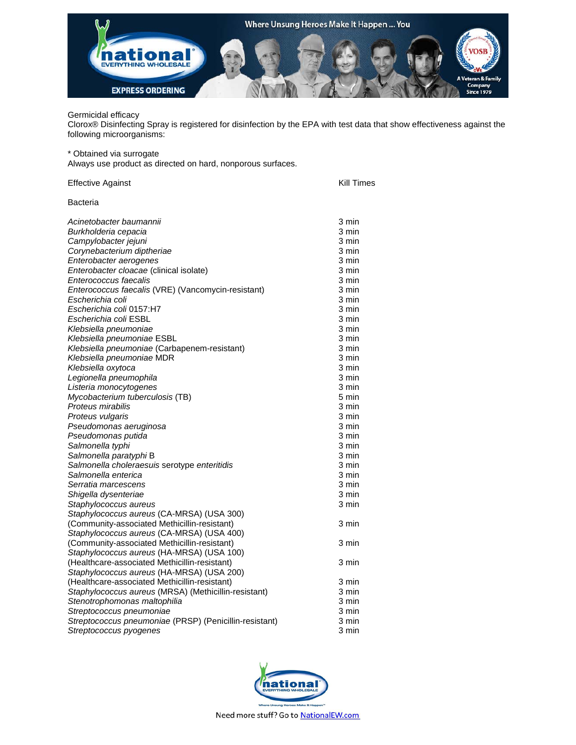Germicidal efficacy

Clorox® Disinfecting Spray is registered for disinfection by the EPA with test data that show effectiveness against the following microorganisms:

* Obtained via surrogate

Always use product as directed on hard, nonporous surfaces.

| Effective Against | Kill Times |
|---|---|
| Bacteria | |
| *Acinetobacter baumannii* | 3 min |
| *Burkholderia cepacia* | 3 min |
| *Campylobacter jejuni* | 3 min |
| *Corynebacterium diptheriae* | 3 min |
| *Enterobacter aerogenes* | 3 min |
| *Enterobacter cloacae* (clinical isolate) | 3 min |
| *Enterococcus faecalis* | 3 min |
| *Enterococcus faecalis* (VRE) (Vancomycin-resistant) | 3 min |
| *Escherichia coli* | 3 min |
| *Escherichia coli* 0157:H7 | 3 min |
| *Escherichia coli* ESBL | 3 min |
| *Klebsiella pneumoniae* | 3 min |
| *Klebsiella pneumoniae* ESBL | 3 min |
| *Klebsiella pneumoniae* (Carbapenem-resistant) | 3 min |
| *Klebsiella pneumoniae* MDR | 3 min |
| *Klebsiella oxytoca* | 3 min |
| *Legionella pneumophila* | 3 min |
| *Listeria monocytogenes* | 3 min |
| *Mycobacterium tuberculosis* (TB) | 5 min |
| *Proteus mirabilis* | 3 min |
| *Proteus vulgaris* | 3 min |
| *Pseudomonas aeruginosa* | 3 min |
| *Pseudomonas putida* | 3 min |
| *Salmonella typhi* | 3 min |
| *Salmonella paratyphi* B | 3 min |
| *Salmonella choleraesuis* serotype *enteritidis* | 3 min |
| *Salmonella enterica* | 3 min |
| *Serratia marcescens* | 3 min |
| *Shigella dysenteriae* | 3 min |
| *Staphylococcus aureus* | 3 min |
| *Staphylococcus aureus* (CA-MRSA) (USA 300) (Community-associated Methicillin-resistant) | 3 min |
| *Staphylococcus aureus* (CA-MRSA) (USA 400) (Community-associated Methicillin-resistant) | 3 min |
| *Staphylococcus aureus* (HA-MRSA) (USA 100) (Healthcare-associated Methicillin-resistant) | 3 min |
| *Staphylococcus aureus* (HA-MRSA) (USA 200) (Healthcare-associated Methicillin-resistant) | 3 min |
| *Staphylococcus aureus* (MRSA) (Methicillin-resistant) | 3 min |
| *Stenotrophomonas maltophilia* | 3 min |
| *Streptococcus pneumoniae* | 3 min |
| *Streptococcus pneumoniae* (PRSP) (Penicillin-resistant) | 3 min |
| *Streptococcus pyogenes* | 3 min |

Need more stuff? Go to NationalEW.com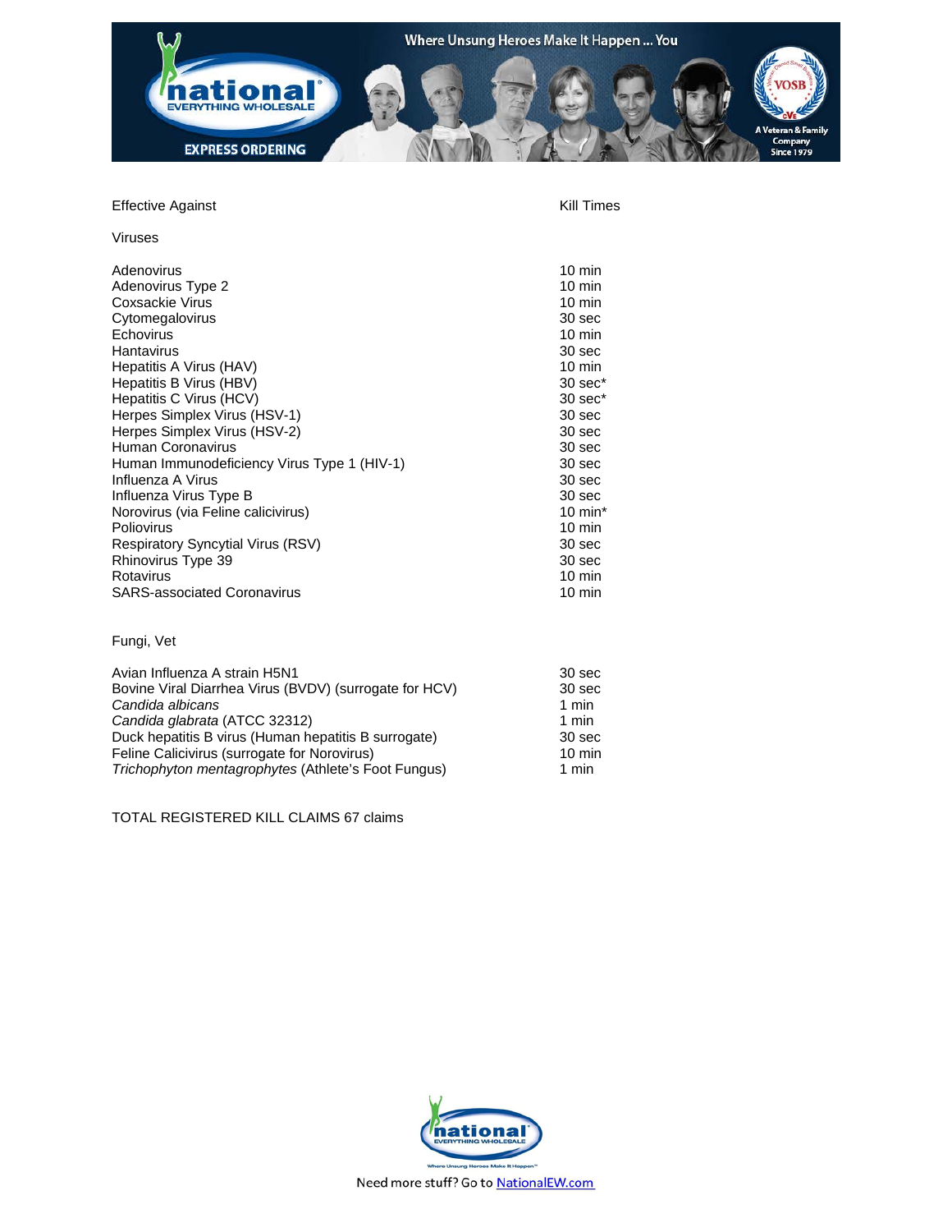| Effective Against | Kill Times |
|---|---|
| **Viruses** | |
| Adenovirus | 10 min |
| Adenovirus Type 2 | 10 min |
| Coxsackie Virus | 10 min |
| Cytomegalovirus | 30 sec |
| Echovirus | 10 min |
| Hantavirus | 30 sec |
| Hepatitis A Virus (HAV) | 10 min |
| Hepatitis B Virus (HBV) | 30 sec* |
| Hepatitis C Virus (HCV) | 30 sec* |
| Herpes Simplex Virus (HSV-1) | 30 sec |
| Herpes Simplex Virus (HSV-2) | 30 sec |
| Human Coronavirus | 30 sec |
| Human Immunodeficiency Virus Type 1 (HIV-1) | 30 sec |
| Influenza A Virus | 30 sec |
| Influenza Virus Type B | 30 sec |
| Norovirus (via Feline calicivirus) | 10 min* |
| Poliovirus | 10 min |
| Respiratory Syncytial Virus (RSV) | 30 sec |
| Rhinovirus Type 39 | 30 sec |
| Rotavirus | 10 min |
| SARS-associated Coronavirus | 10 min |
| **Fungi, Vet** | |
| Avian Influenza A strain H5N1 | 30 sec |
| Bovine Viral Diarrhea Virus (BVDV) (surrogate for HCV) | 30 sec |
| *Candida albicans* | 1 min |
| *Candida glabrata* (ATCC 32312) | 1 min |
| Duck hepatitis B virus (Human hepatitis B surrogate) | 30 sec |
| Feline Calicivirus (surrogate for Norovirus) | 10 min |
| *Trichophyton mentagrophytes* (Athlete's Foot Fungus) | 1 min |

TOTAL REGISTERED KILL CLAIMS 67 claims

Need more stuff? Go to NationalEW.com